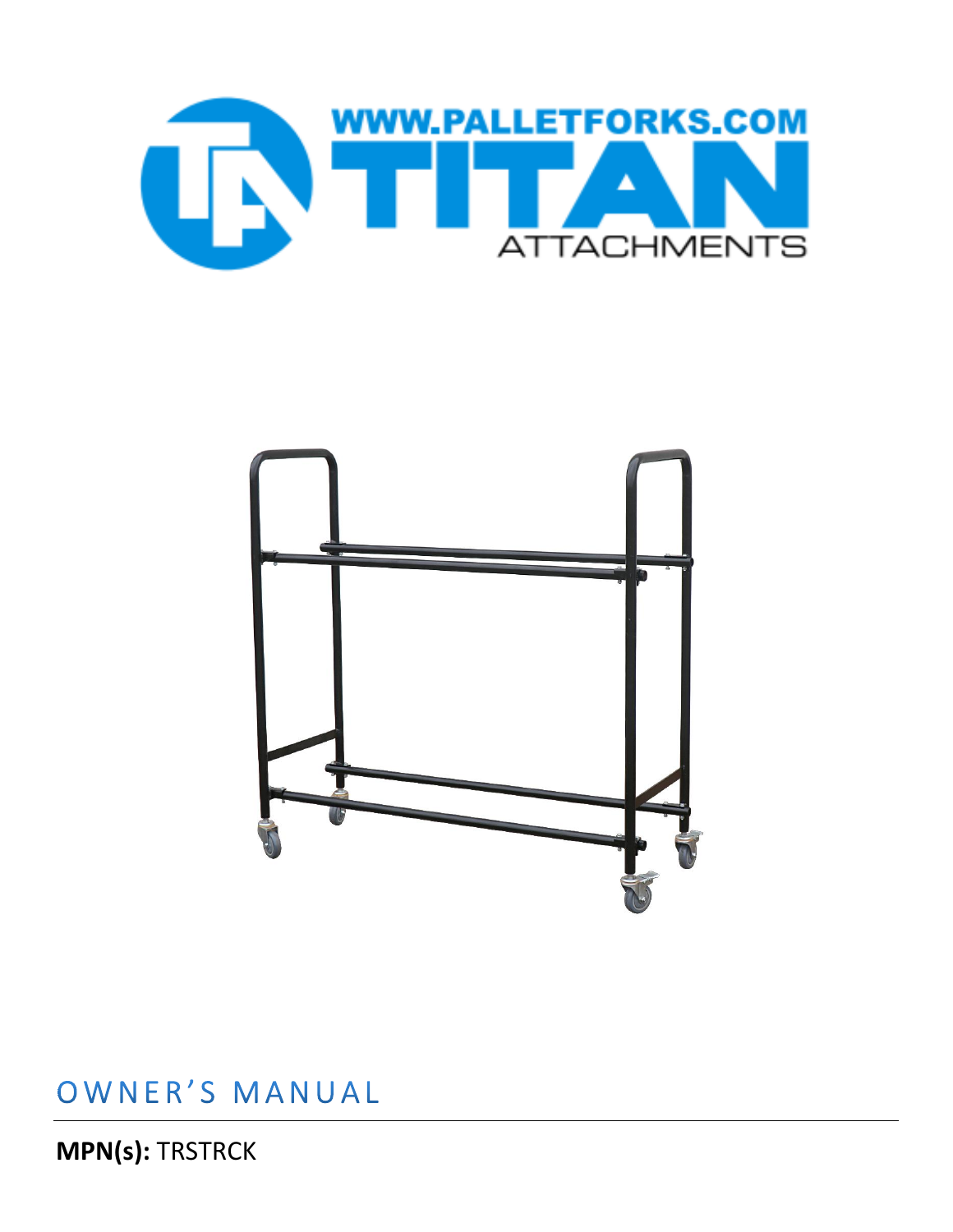WWW.PALLETFORKS.COM

TITAN

ATTACHMENTS

# OWNER'S MANUAL

**MPN(s):** TRSTRCK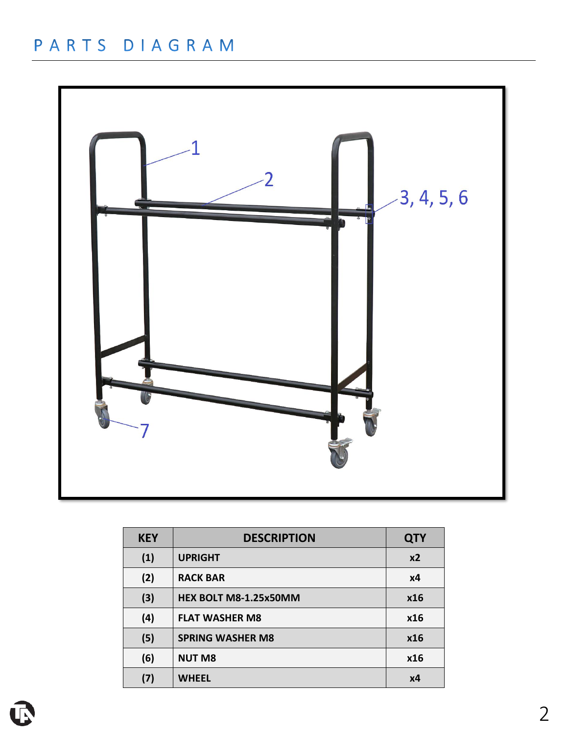# PARTS DIAGRAM

| KEY | DESCRIPTION | QTY |
|---|---|---|
| (1) | UPRIGHT | x2 |
| (2) | RACK BAR | x4 |
| (3) | HEX BOLT M8-1.25x50MM | x16 |
| (4) | FLAT WASHER M8 | x16 |
| (5) | SPRING WASHER M8 | x16 |
| (6) | NUT M8 | x16 |
| (7) | WHEEL | x4 |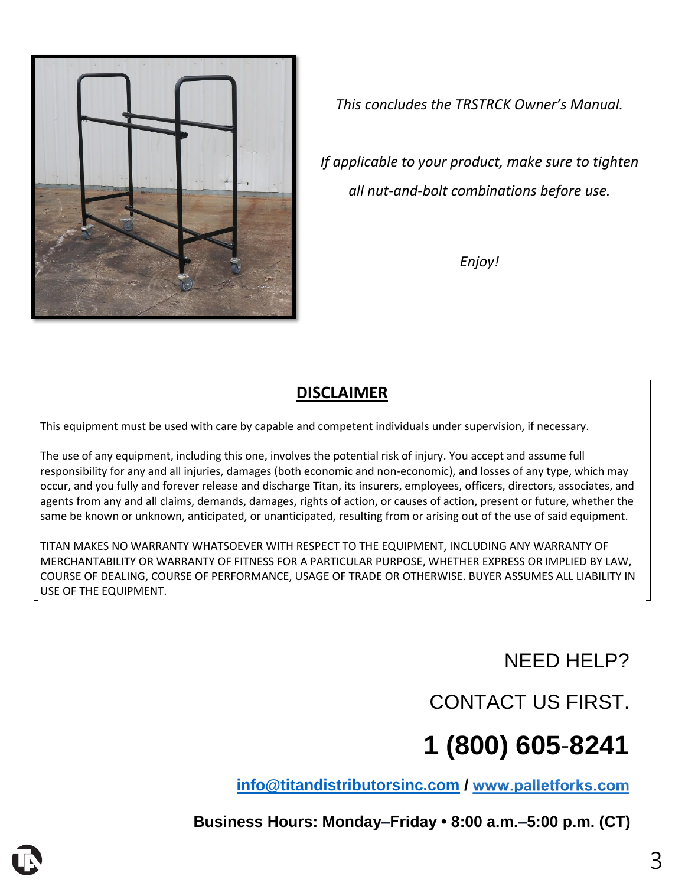*This concludes the TRSTRCK Owner's Manual.*

*If applicable to your product, make sure to tighten all nut-and-bolt combinations before use.*

*Enjoy!*

## DISCLAIMER

This equipment must be used with care by capable and competent individuals under supervision, if necessary.

The use of any equipment, including this one, involves the potential risk of injury. You accept and assume full responsibility for any and all injuries, damages (both economic and non-economic), and losses of any type, which may occur, and you fully and forever release and discharge Titan, its insurers, employees, officers, directors, associates, and agents from any and all claims, demands, damages, rights of action, or causes of action, present or future, whether the same be known or unknown, anticipated, or unanticipated, resulting from or arising out of the use of said equipment.

TITAN MAKES NO WARRANTY WHATSOEVER WITH RESPECT TO THE EQUIPMENT, INCLUDING ANY WARRANTY OF MERCHANTABILITY OR WARRANTY OF FITNESS FOR A PARTICULAR PURPOSE, WHETHER EXPRESS OR IMPLIED BY LAW, COURSE OF DEALING, COURSE OF PERFORMANCE, USAGE OF TRADE OR OTHERWISE. BUYER ASSUMES ALL LIABILITY IN USE OF THE EQUIPMENT.

NEED HELP?

CONTACT US FIRST.

**1 (800) 605-8241**

**info@titandistributorsinc.com / www.palletforks.com**

**Business Hours: Monday–Friday • 8:00 a.m.–5:00 p.m. (CT)**